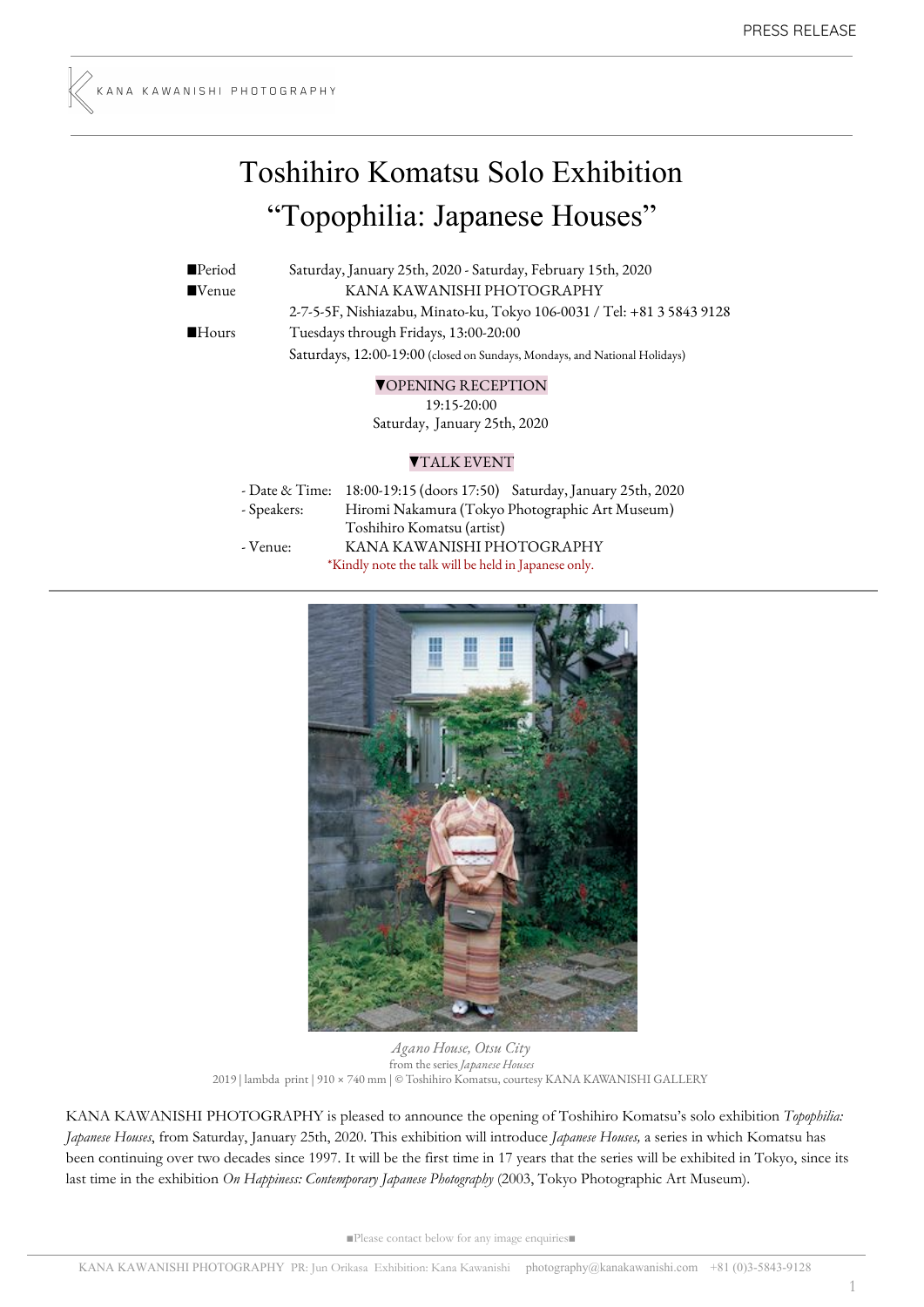PRESS RELEASE

KANA KAWANISHI PHOTOGRAPHY

# Toshihiro Komatsu Solo Exhibition
# "Topophilia: Japanese Houses"

■Period Saturday, January 25th, 2020 - Saturday, February 15th, 2020

■Venue KANA KAWANISHI PHOTOGRAPHY
2-7-5-5F, Nishiazabu, Minato-ku, Tokyo 106-0031 / Tel: +81 3 5843 9128

■Hours Tuesdays through Fridays, 13:00-20:00
Saturdays, 12:00-19:00 (closed on Sundays, Mondays, and National Holidays)

▼OPENING RECEPTION
19:15-20:00
Saturday, January 25th, 2020

▼TALK EVENT

- Date & Time: 18:00-19:15 (doors 17:50) Saturday, January 25th, 2020
- Speakers: Hiromi Nakamura (Tokyo Photographic Art Museum)
  Toshihiro Komatsu (artist)
- Venue: KANA KAWANISHI PHOTOGRAPHY

*Kindly note the talk will be held in Japanese only.

*Agano House, Otsu City*
from the series *Japanese Houses*
2019 | lambda print | 910 × 740 mm | © Toshihiro Komatsu, courtesy KANA KAWANISHI GALLERY

KANA KAWANISHI PHOTOGRAPHY is pleased to announce the opening of Toshihiro Komatsu's solo exhibition *Topophilia: Japanese Houses*, from Saturday, January 25th, 2020. This exhibition will introduce *Japanese Houses,* a series in which Komatsu has been continuing over two decades since 1997. It will be the first time in 17 years that the series will be exhibited in Tokyo, since its last time in the exhibition *On Happiness: Contemporary Japanese Photography* (2003, Tokyo Photographic Art Museum).

■Please contact below for any image enquiries■

KANA KAWANISHI PHOTOGRAPHY PR: Jun Orikasa Exhibition: Kana Kawanishi photography@kanakawanishi.com +81 (0)3-5843-9128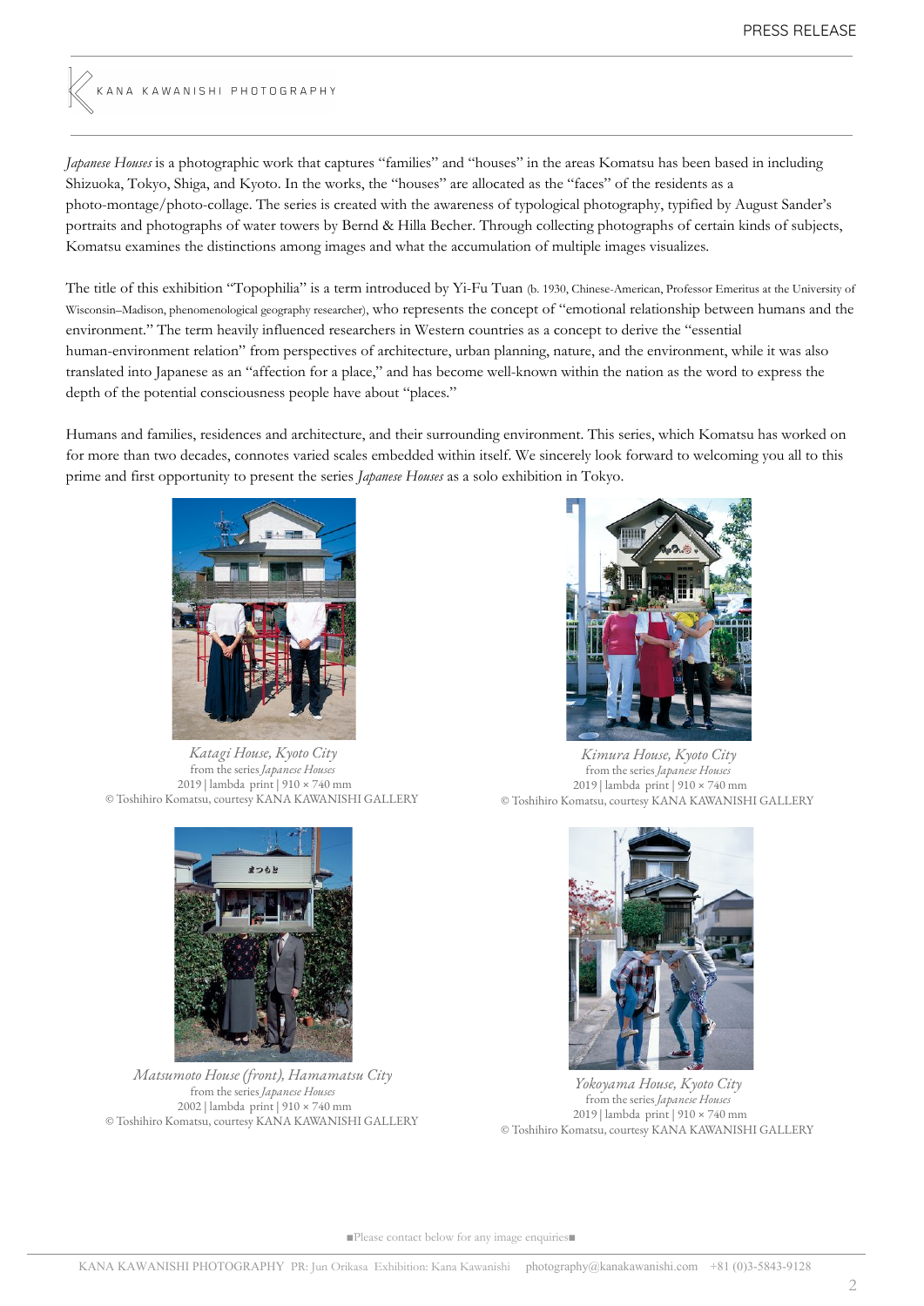KANA KAWANISHI PHOTOGRAPHY

*Japanese Houses* is a photographic work that captures "families" and "houses" in the areas Komatsu has been based in including Shizuoka, Tokyo, Shiga, and Kyoto. In the works, the "houses" are allocated as the "faces" of the residents as a photo-montage/photo-collage. The series is created with the awareness of typological photography, typified by August Sander's portraits and photographs of water towers by Bernd & Hilla Becher. Through collecting photographs of certain kinds of subjects, Komatsu examines the distinctions among images and what the accumulation of multiple images visualizes.

The title of this exhibition "Topophilia" is a term introduced by Yi-Fu Tuan (b. 1930, Chinese-American, Professor Emeritus at the University of Wisconsin–Madison, phenomenological geography researcher), who represents the concept of "emotional relationship between humans and the environment." The term heavily influenced researchers in Western countries as a concept to derive the "essential human-environment relation" from perspectives of architecture, urban planning, nature, and the environment, while it was also translated into Japanese as an "affection for a place," and has become well-known within the nation as the word to express the depth of the potential consciousness people have about "places."

Humans and families, residences and architecture, and their surrounding environment. This series, which Komatsu has worked on for more than two decades, connotes varied scales embedded within itself. We sincerely look forward to welcoming you all to this prime and first opportunity to present the series *Japanese Houses* as a solo exhibition in Tokyo.

*Katagi House, Kyoto City*
from the series *Japanese Houses*
2019 | lambda print | 910 × 740 mm
© Toshihiro Komatsu, courtesy KANA KAWANISHI GALLERY

*Kimura House, Kyoto City*
from the series *Japanese Houses*
2019 | lambda print | 910 × 740 mm
© Toshihiro Komatsu, courtesy KANA KAWANISHI GALLERY

*Matsumoto House (front), Hamamatsu City*
from the series *Japanese Houses*
2002 | lambda print | 910 × 740 mm
© Toshihiro Komatsu, courtesy KANA KAWANISHI GALLERY

*Yokoyama House, Kyoto City*
from the series *Japanese Houses*
2019 | lambda print | 910 × 740 mm
© Toshihiro Komatsu, courtesy KANA KAWANISHI GALLERY

■Please contact below for any image enquiries■

KANA KAWANISHI PHOTOGRAPHY PR: Jun Orikasa Exhibition: Kana Kawanishi photography@kanakawanishi.com +81 (0)3-5843-9128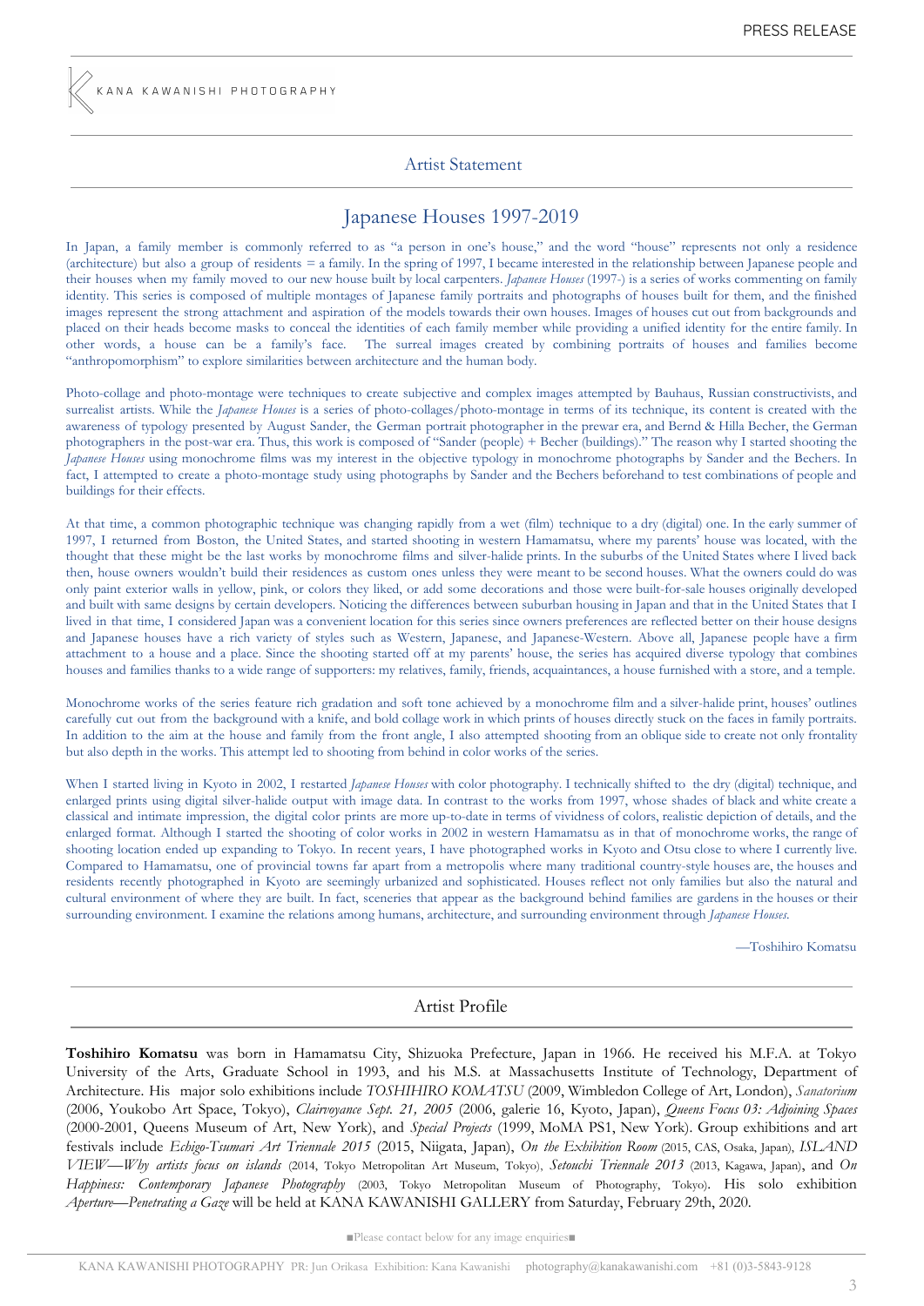PRESS RELEASE

KANA KAWANISHI PHOTOGRAPHY

## Artist Statement

# Japanese Houses 1997-2019

In Japan, a family member is commonly referred to as "a person in one's house," and the word "house" represents not only a residence (architecture) but also a group of residents = a family. In the spring of 1997, I became interested in the relationship between Japanese people and their houses when my family moved to our new house built by local carpenters. *Japanese Houses* (1997-) is a series of works commenting on family identity. This series is composed of multiple montages of Japanese family portraits and photographs of houses built for them, and the finished images represent the strong attachment and aspiration of the models towards their own houses. Images of houses cut out from backgrounds and placed on their heads become masks to conceal the identities of each family member while providing a unified identity for the entire family. In other words, a house can be a family's face. The surreal images created by combining portraits of houses and families become "anthropomorphism" to explore similarities between architecture and the human body.

Photo-collage and photo-montage were techniques to create subjective and complex images attempted by Bauhaus, Russian constructivists, and surrealist artists. While the *Japanese Houses* is a series of photo-collages/photo-montage in terms of its technique, its content is created with the awareness of typology presented by August Sander, the German portrait photographer in the prewar era, and Bernd & Hilla Becher, the German photographers in the post-war era. Thus, this work is composed of "Sander (people) + Becher (buildings)." The reason why I started shooting the *Japanese Houses* using monochrome films was my interest in the objective typology in monochrome photographs by Sander and the Bechers. In fact, I attempted to create a photo-montage study using photographs by Sander and the Bechers beforehand to test combinations of people and buildings for their effects.

At that time, a common photographic technique was changing rapidly from a wet (film) technique to a dry (digital) one. In the early summer of 1997, I returned from Boston, the United States, and started shooting in western Hamamatsu, where my parents' house was located, with the thought that these might be the last works by monochrome films and silver-halide prints. In the suburbs of the United States where I lived back then, house owners wouldn't build their residences as custom ones unless they were meant to be second houses. What the owners could do was only paint exterior walls in yellow, pink, or colors they liked, or add some decorations and those were built-for-sale houses originally developed and built with same designs by certain developers. Noticing the differences between suburban housing in Japan and that in the United States that I lived in that time, I considered Japan was a convenient location for this series since owners preferences are reflected better on their house designs and Japanese houses have a rich variety of styles such as Western, Japanese, and Japanese-Western. Above all, Japanese people have a firm attachment to a house and a place. Since the shooting started off at my parents' house, the series has acquired diverse typology that combines houses and families thanks to a wide range of supporters: my relatives, family, friends, acquaintances, a house furnished with a store, and a temple.

Monochrome works of the series feature rich gradation and soft tone achieved by a monochrome film and a silver-halide print, houses' outlines carefully cut out from the background with a knife, and bold collage work in which prints of houses directly stuck on the faces in family portraits. In addition to the aim at the house and family from the front angle, I also attempted shooting from an oblique side to create not only frontality but also depth in the works. This attempt led to shooting from behind in color works of the series.

When I started living in Kyoto in 2002, I restarted *Japanese Houses* with color photography. I technically shifted to the dry (digital) technique, and enlarged prints using digital silver-halide output with image data. In contrast to the works from 1997, whose shades of black and white create a classical and intimate impression, the digital color prints are more up-to-date in terms of vividness of colors, realistic depiction of details, and the enlarged format. Although I started the shooting of color works in 2002 in western Hamamatsu as in that of monochrome works, the range of shooting location ended up expanding to Tokyo. In recent years, I have photographed works in Kyoto and Otsu close to where I currently live. Compared to Hamamatsu, one of provincial towns far apart from a metropolis where many traditional country-style houses are, the houses and residents recently photographed in Kyoto are seemingly urbanized and sophisticated. Houses reflect not only families but also the natural and cultural environment of where they are built. In fact, sceneries that appear as the background behind families are gardens in the houses or their surrounding environment. I examine the relations among humans, architecture, and surrounding environment through *Japanese Houses*.

—Toshihiro Komatsu

## Artist Profile

**Toshihiro Komatsu** was born in Hamamatsu City, Shizuoka Prefecture, Japan in 1966. He received his M.F.A. at Tokyo University of the Arts, Graduate School in 1993, and his M.S. at Massachusetts Institute of Technology, Department of Architecture. His major solo exhibitions include *TOSHIHIRO KOMATSU* (2009, Wimbledon College of Art, London), *Sanatorium* (2006, Youkobo Art Space, Tokyo), *Clairvoyance Sept. 21, 2005* (2006, galerie 16, Kyoto, Japan), *Queens Focus 03: Adjoining Spaces* (2000-2001, Queens Museum of Art, New York), and *Special Projects* (1999, MoMA PS1, New York). Group exhibitions and art festivals include *Echigo-Tsumari Art Triennale 2015* (2015, Niigata, Japan), *On the Exhibition Room* (2015, CAS, Osaka, Japan), *ISLAND VIEW—Why artists focus on islands* (2014, Tokyo Metropolitan Art Museum, Tokyo), *Setouchi Triennale 2013* (2013, Kagawa, Japan), and *On Happiness: Contemporary Japanese Photography* (2003, Tokyo Metropolitan Museum of Photography, Tokyo). His solo exhibition *Aperture—Penetrating a Gaze* will be held at KANA KAWANISHI GALLERY from Saturday, February 29th, 2020.

■Please contact below for any image enquiries■

KANA KAWANISHI PHOTOGRAPHY PR: Jun Orikasa Exhibition: Kana Kawanishi photography@kanakawanishi.com +81 (0)3-5843-9128